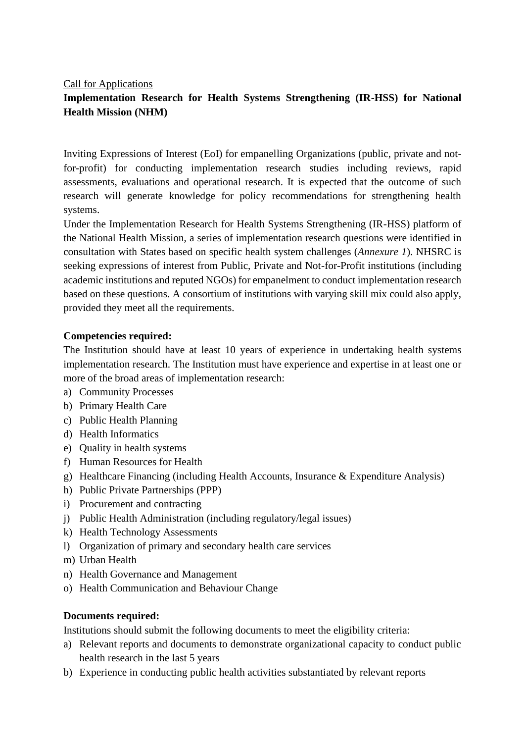Call for Applications

**Implementation Research for Health Systems Strengthening (IR-HSS) for National Health Mission (NHM)**

Inviting Expressions of Interest (EoI) for empanelling Organizations (public, private and not-for-profit) for conducting implementation research studies including reviews, rapid assessments, evaluations and operational research. It is expected that the outcome of such research will generate knowledge for policy recommendations for strengthening health systems.

Under the Implementation Research for Health Systems Strengthening (IR-HSS) platform of the National Health Mission, a series of implementation research questions were identified in consultation with States based on specific health system challenges (*Annexure 1*). NHSRC is seeking expressions of interest from Public, Private and Not-for-Profit institutions (including academic institutions and reputed NGOs) for empanelment to conduct implementation research based on these questions. A consortium of institutions with varying skill mix could also apply, provided they meet all the requirements.

**Competencies required:**

The Institution should have at least 10 years of experience in undertaking health systems implementation research. The Institution must have experience and expertise in at least one or more of the broad areas of implementation research:

a) Community Processes
b) Primary Health Care
c) Public Health Planning
d) Health Informatics
e) Quality in health systems
f) Human Resources for Health
g) Healthcare Financing (including Health Accounts, Insurance & Expenditure Analysis)
h) Public Private Partnerships (PPP)
i) Procurement and contracting
j) Public Health Administration (including regulatory/legal issues)
k) Health Technology Assessments
l) Organization of primary and secondary health care services
m) Urban Health
n) Health Governance and Management
o) Health Communication and Behaviour Change

**Documents required:**

Institutions should submit the following documents to meet the eligibility criteria:

a) Relevant reports and documents to demonstrate organizational capacity to conduct public health research in the last 5 years
b) Experience in conducting public health activities substantiated by relevant reports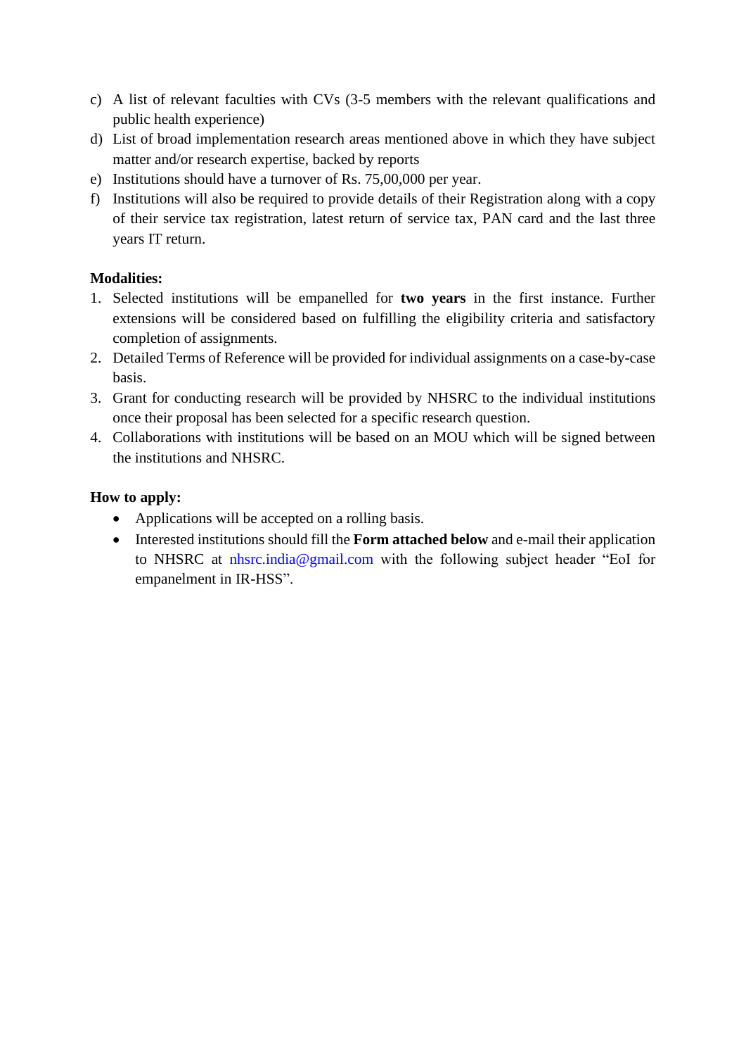c) A list of relevant faculties with CVs (3-5 members with the relevant qualifications and public health experience)
d) List of broad implementation research areas mentioned above in which they have subject matter and/or research expertise, backed by reports
e) Institutions should have a turnover of Rs. 75,00,000 per year.
f) Institutions will also be required to provide details of their Registration along with a copy of their service tax registration, latest return of service tax, PAN card and the last three years IT return.

**Modalities:**

1. Selected institutions will be empanelled for **two years** in the first instance. Further extensions will be considered based on fulfilling the eligibility criteria and satisfactory completion of assignments.
2. Detailed Terms of Reference will be provided for individual assignments on a case-by-case basis.
3. Grant for conducting research will be provided by NHSRC to the individual institutions once their proposal has been selected for a specific research question.
4. Collaborations with institutions will be based on an MOU which will be signed between the institutions and NHSRC.

**How to apply:**

- Applications will be accepted on a rolling basis.
- Interested institutions should fill the **Form attached below** and e-mail their application to NHSRC at nhsrc.india@gmail.com with the following subject header "EoI for empanelment in IR-HSS".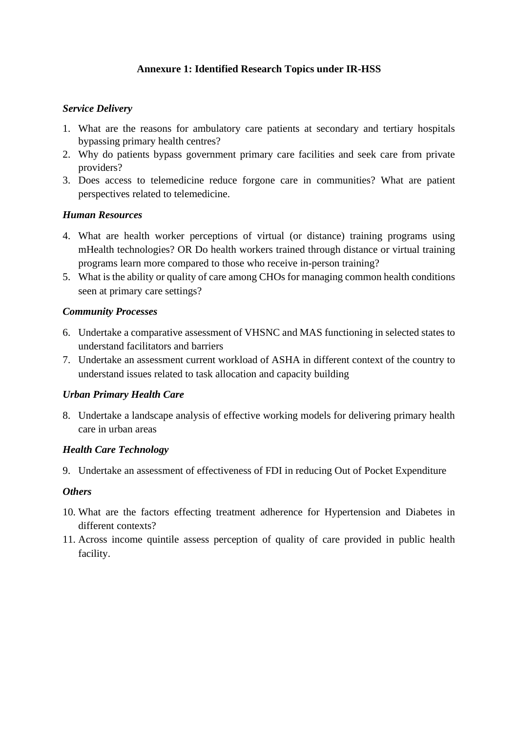## Annexure 1: Identified Research Topics under IR-HSS

### *Service Delivery*

1. What are the reasons for ambulatory care patients at secondary and tertiary hospitals bypassing primary health centres?
2. Why do patients bypass government primary care facilities and seek care from private providers?
3. Does access to telemedicine reduce forgone care in communities? What are patient perspectives related to telemedicine.

### *Human Resources*

4. What are health worker perceptions of virtual (or distance) training programs using mHealth technologies? OR Do health workers trained through distance or virtual training programs learn more compared to those who receive in-person training?
5. What is the ability or quality of care among CHOs for managing common health conditions seen at primary care settings?

### *Community Processes*

6. Undertake a comparative assessment of VHSNC and MAS functioning in selected states to understand facilitators and barriers
7. Undertake an assessment current workload of ASHA in different context of the country to understand issues related to task allocation and capacity building

### *Urban Primary Health Care*

8. Undertake a landscape analysis of effective working models for delivering primary health care in urban areas

### *Health Care Technology*

9. Undertake an assessment of effectiveness of FDI in reducing Out of Pocket Expenditure

### *Others*

10. What are the factors effecting treatment adherence for Hypertension and Diabetes in different contexts?
11. Across income quintile assess perception of quality of care provided in public health facility.